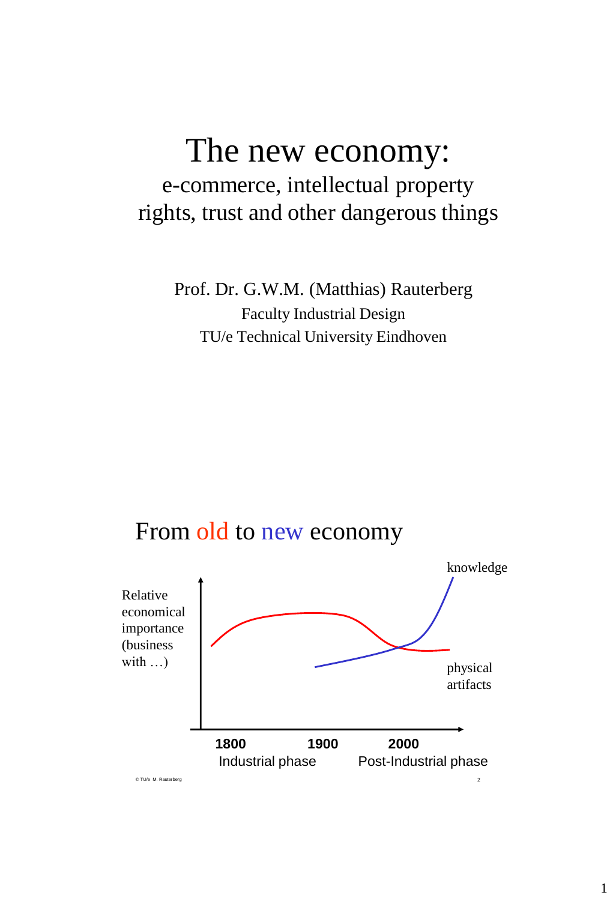# The new economy:

## e-commerce, intellectual property rights, trust and other dangerous things

Prof. Dr. G.W.M. (Matthias) Rauterberg
Faculty Industrial Design
TU/e Technical University Eindhoven

## From old to new economy

Relative economical importance (business with …)

knowledge

physical artifacts

1800 | 1900 | 2000

Industrial phase | Post-Industrial phase

© TU/e M. Rauterberg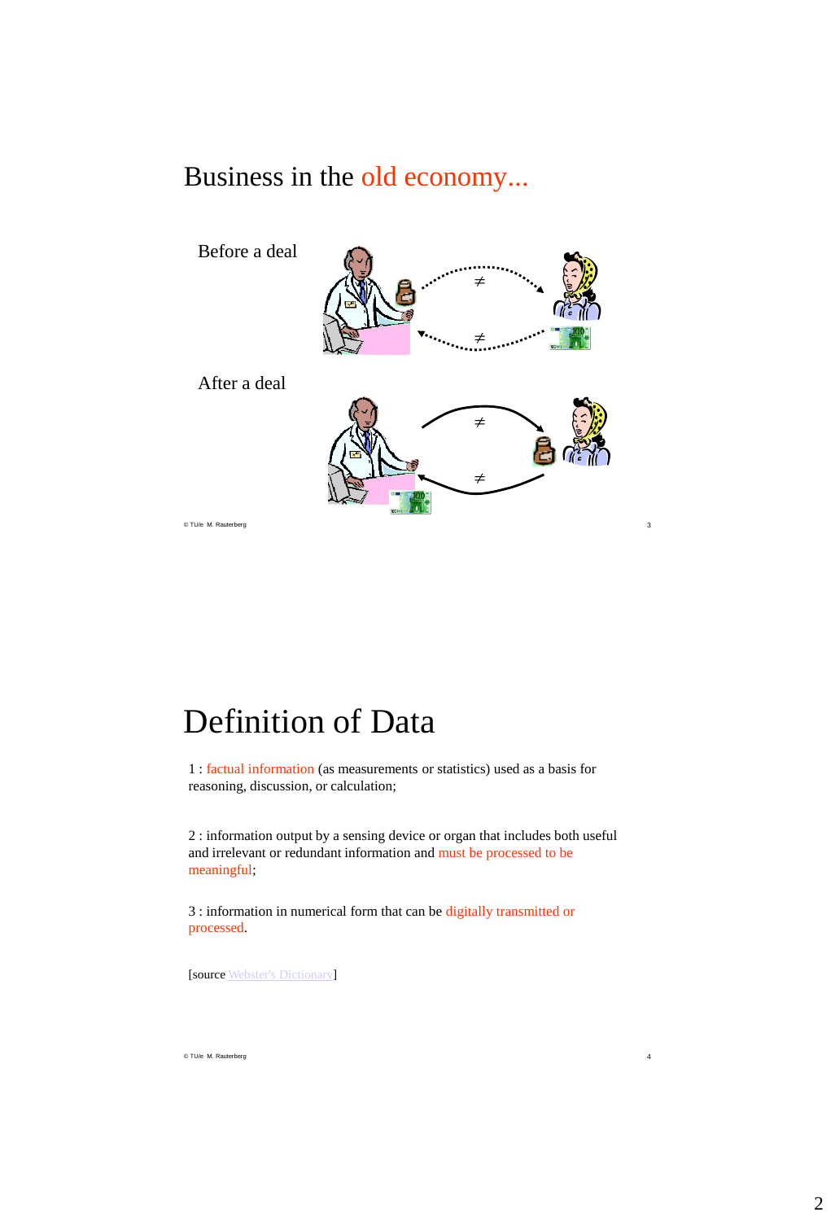# Business in the old economy...

Before a deal

≠

≠

After a deal

≠

≠

# Definition of Data

1 : factual information (as measurements or statistics) used as a basis for reasoning, discussion, or calculation;

2 : information output by a sensing device or organ that includes both useful and irrelevant or redundant information and must be processed to be meaningful;

3 : information in numerical form that can be digitally transmitted or processed.

[source Webster's Dictionary]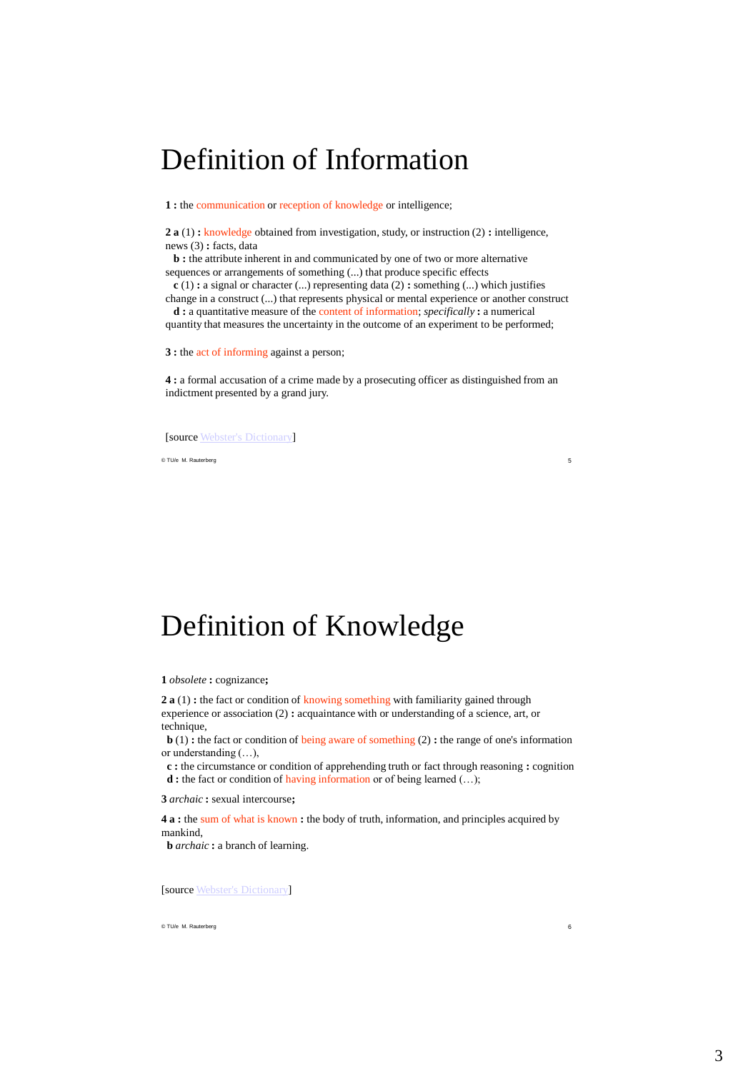# Definition of Information

**1 :** the communication or reception of knowledge or intelligence;

**2 a** (1) **:** knowledge obtained from investigation, study, or instruction (2) **:** intelligence, news (3) **:** facts, data
**b :** the attribute inherent in and communicated by one of two or more alternative sequences or arrangements of something (...) that produce specific effects
**c** (1) **:** a signal or character (...) representing data (2) **:** something (...) which justifies change in a construct (...) that represents physical or mental experience or another construct
**d :** a quantitative measure of the content of information; *specifically* **:** a numerical quantity that measures the uncertainty in the outcome of an experiment to be performed;

**3 :** the act of informing against a person;

**4 :** a formal accusation of a crime made by a prosecuting officer as distinguished from an indictment presented by a grand jury.

[source Webster's Dictionary]

© TU/e M. Rauterberg

# Definition of Knowledge

**1** *obsolete* **:** cognizance**;**

**2 a** (1) **:** the fact or condition of knowing something with familiarity gained through experience or association (2) **:** acquaintance with or understanding of a science, art, or technique,
**b** (1) **:** the fact or condition of being aware of something (2) **:** the range of one's information or understanding (…),
**c :** the circumstance or condition of apprehending truth or fact through reasoning **:** cognition
**d :** the fact or condition of having information or of being learned (…);

**3** *archaic* **:** sexual intercourse**;**

**4 a :** the sum of what is known **:** the body of truth, information, and principles acquired by mankind,
**b** *archaic* **:** a branch of learning.

[source Webster's Dictionary]

© TU/e M. Rauterberg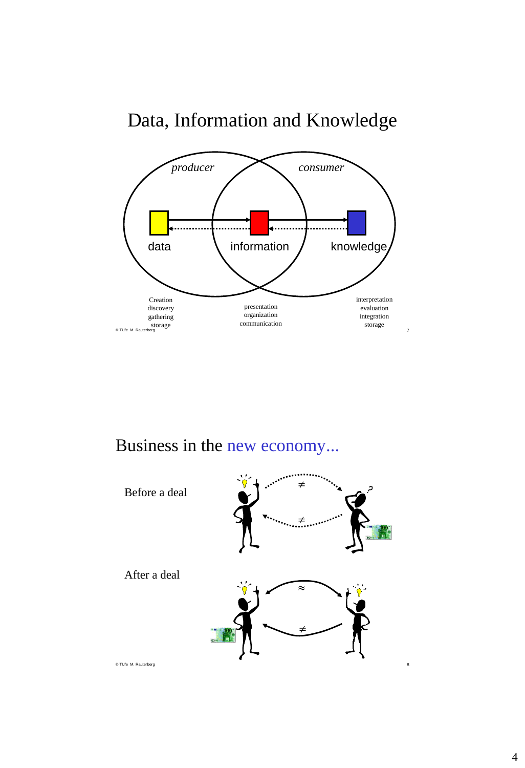# Data, Information and Knowledge

*producer* *consumer*

data information knowledge

Creation
discovery
gathering
storage

presentation
organization
communication

interpretation
evaluation
integration
storage

# Business in the new economy...

Before a deal

≠

≠

After a deal

≈

≠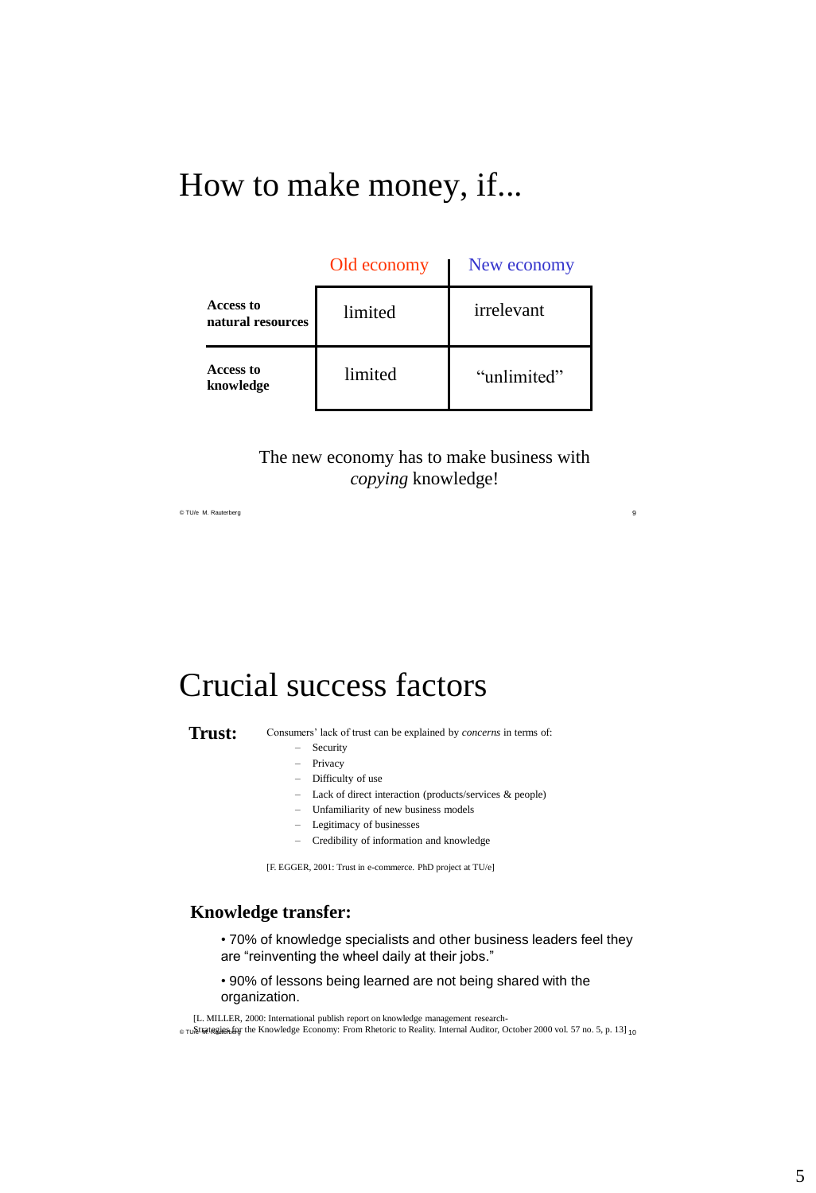# How to make money, if...

| | Old economy | New economy |
|---|---|---|
| **Access to natural resources** | limited | irrelevant |
| **Access to knowledge** | limited | “unlimited” |

The new economy has to make business with *copying* knowledge!

# Crucial success factors

**Trust:** Consumers’ lack of trust can be explained by *concerns* in terms of:

- Security
- Privacy
- Difficulty of use
- Lack of direct interaction (products/services & people)
- Unfamiliarity of new business models
- Legitimacy of businesses
- Credibility of information and knowledge

[F. EGGER, 2001: Trust in e-commerce. PhD project at TU/e]

## Knowledge transfer:

- 70% of knowledge specialists and other business leaders feel they are “reinventing the wheel daily at their jobs.”
- 90% of lessons being learned are not being shared with the organization.

[L. MILLER, 2000: International publish report on knowledge management research- Strategies for the Knowledge Economy: From Rhetoric to Reality. Internal Auditor, October 2000 vol. 57 no. 5, p. 13]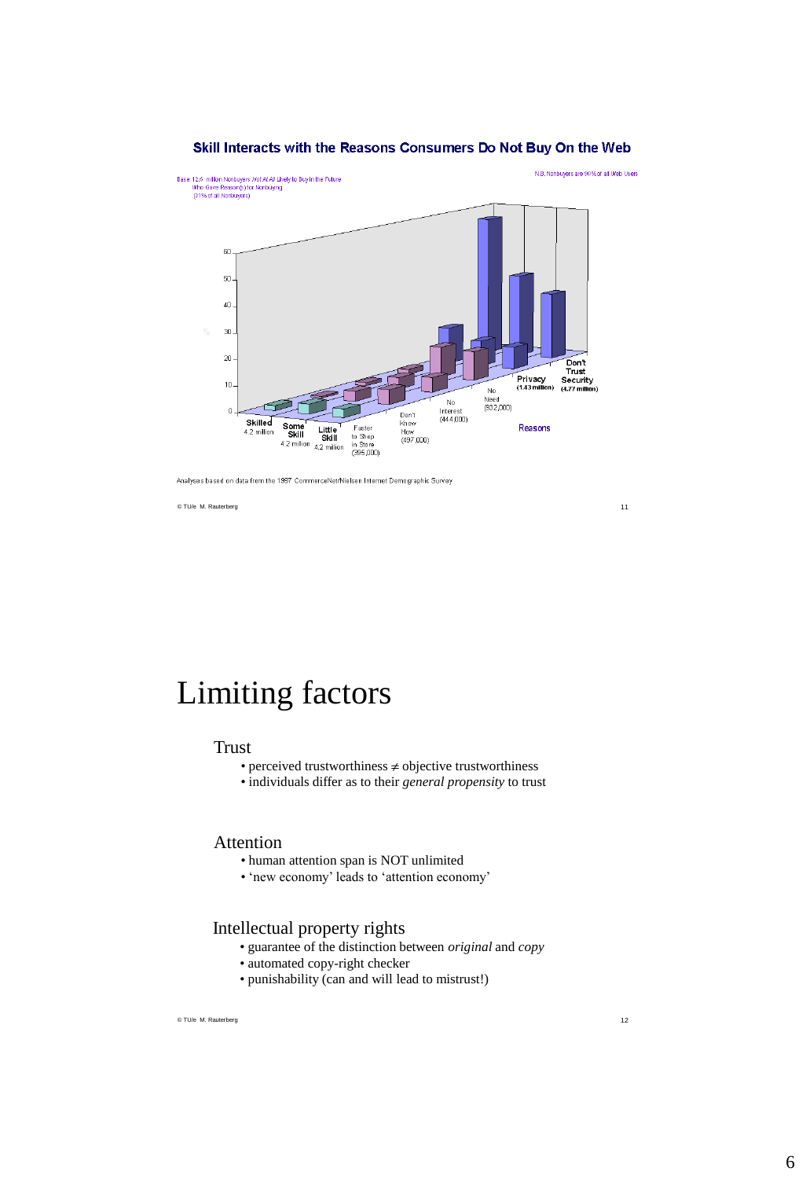## Skill Interacts with the Reasons Consumers Do Not Buy On the Web

Base: 12.6 million Nonbuyers *Not At All* Likely to Buy in the Future Who Gave Reason(s) for Nonbuying (91% of all Nonbuyers)

N.B. Nonbuyers are 90% of all Web Users

Skilled 4.2 million; Some Skill 4.2 million; Little Skill 4.2 million

Reasons: Faster to Shop in Store (395,000); Don't Know How (497,000); No Interest (444,000); No Need (932,000); Privacy (1.43 million); Don't Trust Security (4.77 million)

Analyses based on data from the 1997 CommerceNet/Nielsen Internet Demographic Survey

# Limiting factors

## Trust

- perceived trustworthiness ≠ objective trustworthiness
- individuals differ as to their *general propensity* to trust

## Attention

- human attention span is NOT unlimited
- 'new economy' leads to 'attention economy'

## Intellectual property rights

- guarantee of the distinction between *original* and *copy*
- automated copy-right checker
- punishability (can and will lead to mistrust!)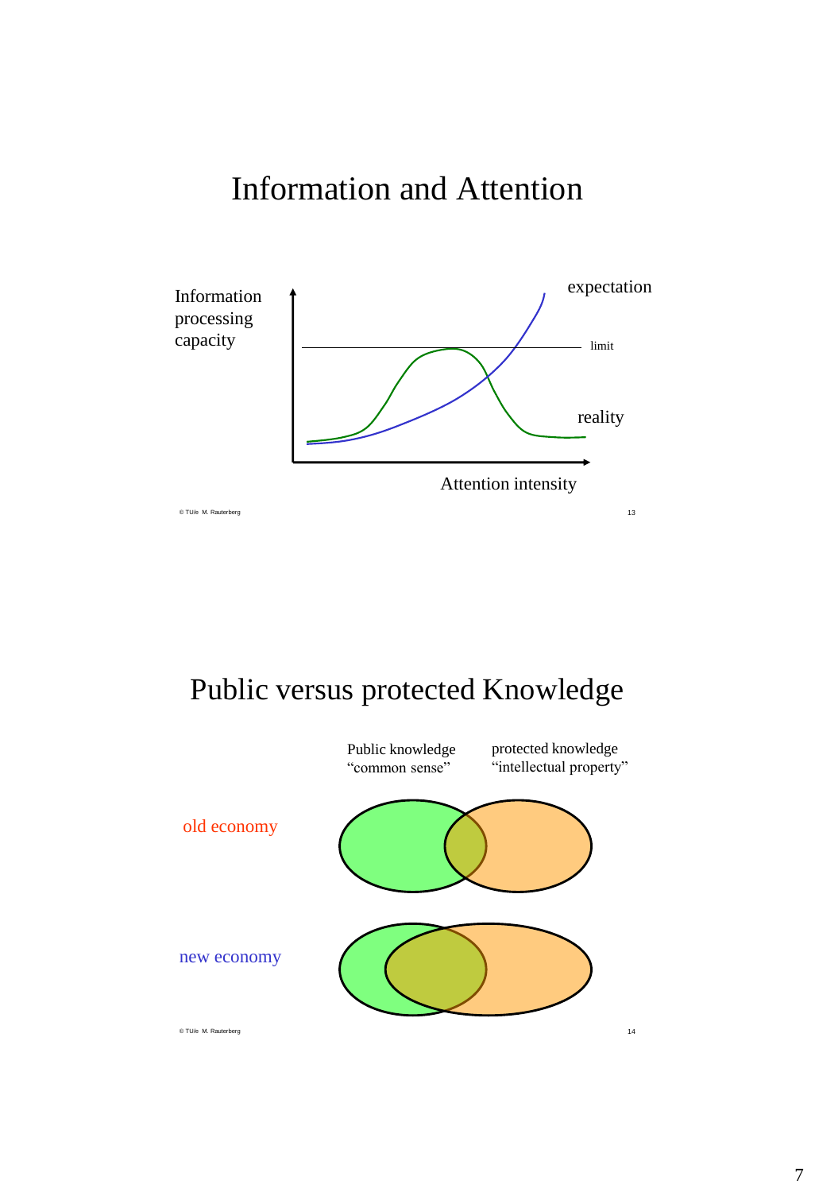# Information and Attention

Information processing capacity

expectation

limit

reality

Attention intensity

© TU/e M. Rauterberg

# Public versus protected Knowledge

Public knowledge
“common sense”

protected knowledge
“intellectual property”

old economy

new economy

© TU/e M. Rauterberg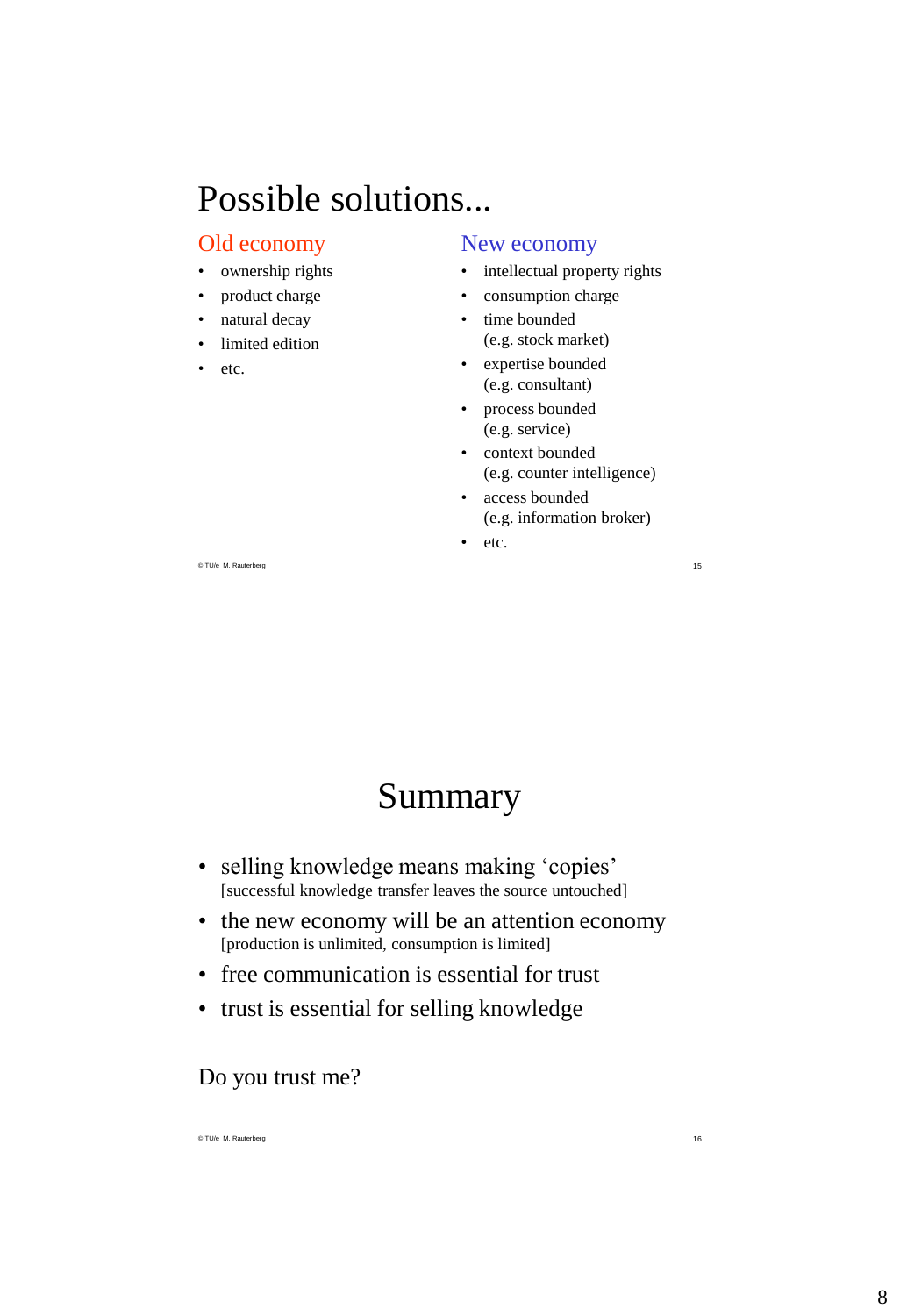# Possible solutions...

## Old economy

- ownership rights
- product charge
- natural decay
- limited edition
- etc.

## New economy

- intellectual property rights
- consumption charge
- time bounded
  (e.g. stock market)
- expertise bounded
  (e.g. consultant)
- process bounded
  (e.g. service)
- context bounded
  (e.g. counter intelligence)
- access bounded
  (e.g. information broker)
- etc.

© TU/e M. Rauterberg

# Summary

- selling knowledge means making ‘copies’
  [successful knowledge transfer leaves the source untouched]
- the new economy will be an attention economy
  [production is unlimited, consumption is limited]
- free communication is essential for trust
- trust is essential for selling knowledge

Do you trust me?

© TU/e M. Rauterberg